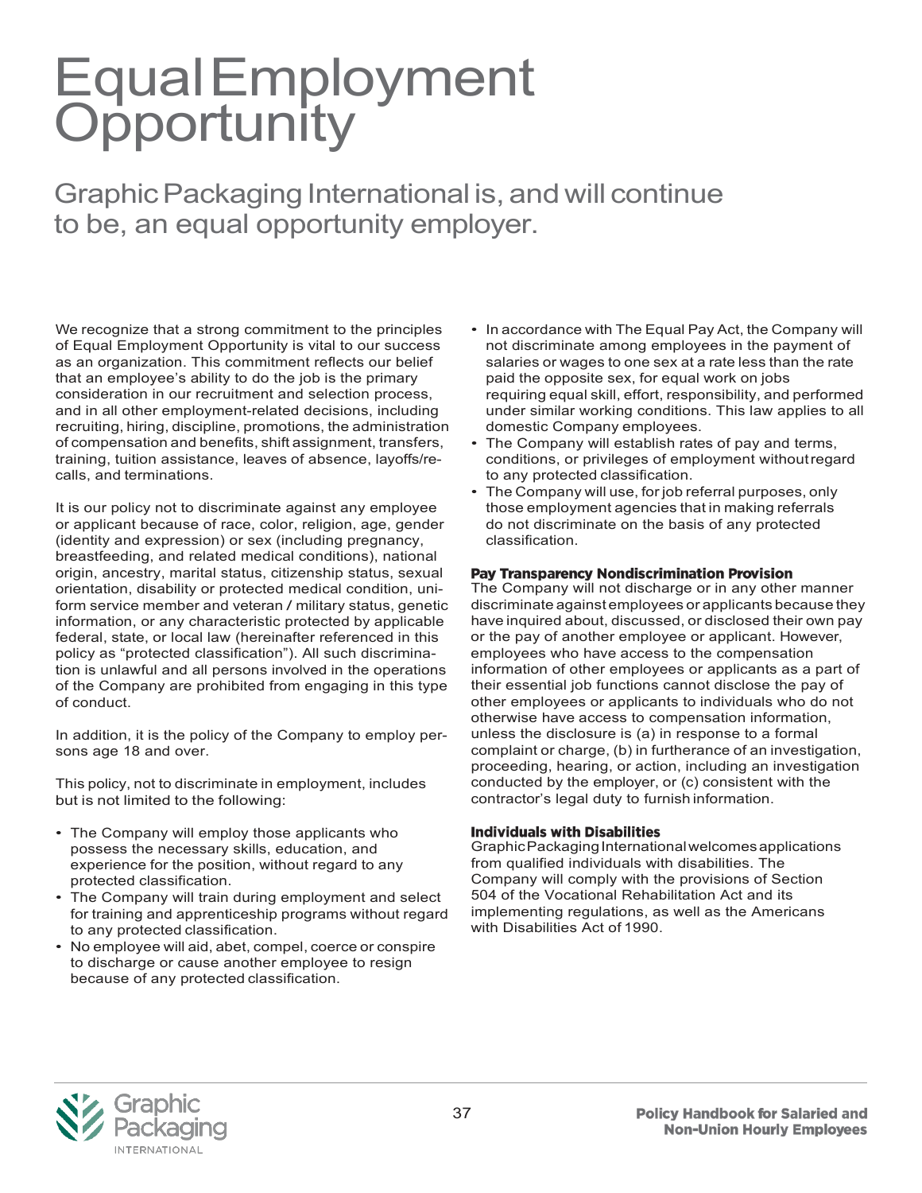# Equal Employment Opportunity

## Graphic Packaging International is, and will continue to be, an equal opportunity employer.

We recognize that a strong commitment to the principles of Equal Employment Opportunity is vital to our success as an organization. This commitment reflects our belief that an employee's ability to do the job is the primary consideration in our recruitment and selection process, and in all other employment-related decisions, including recruiting, hiring, discipline, promotions, the administration of compensation and benefits, shift assignment, transfers, training, tuition assistance, leaves of absence, layoffs/recalls, and terminations.

It is our policy not to discriminate against any employee or applicant because of race, color, religion, age, gender (identity and expression) or sex (including pregnancy, breastfeeding, and related medical conditions), national origin, ancestry, marital status, citizenship status, sexual orientation, disability or protected medical condition, uniform service member and veteran / military status, genetic information, or any characteristic protected by applicable federal, state, or local law (hereinafter referenced in this policy as "protected classification"). All such discrimination is unlawful and all persons involved in the operations of the Company are prohibited from engaging in this type of conduct.

In addition, it is the policy of the Company to employ persons age 18 and over.

This policy, not to discriminate in employment, includes but is not limited to the following:

- The Company will employ those applicants who possess the necessary skills, education, and experience for the position, without regard to any protected classification.
- The Company will train during employment and select for training and apprenticeship programs without regard to any protected classification.
- No employee will aid, abet, compel, coerce or conspire to discharge or cause another employee to resign because of any protected classification.
- In accordance with The Equal Pay Act, the Company will not discriminate among employees in the payment of salaries or wages to one sex at a rate less than the rate paid the opposite sex, for equal work on jobs requiring equal skill, effort, responsibility, and performed under similar working conditions. This law applies to all domestic Company employees.
- The Company will establish rates of pay and terms, conditions, or privileges of employment without regard to any protected classification.
- The Company will use, for job referral purposes, only those employment agencies that in making referrals do not discriminate on the basis of any protected classification.

### Pay Transparency Nondiscrimination Provision

The Company will not discharge or in any other manner discriminate against employees or applicants because they have inquired about, discussed, or disclosed their own pay or the pay of another employee or applicant. However, employees who have access to the compensation information of other employees or applicants as a part of their essential job functions cannot disclose the pay of other employees or applicants to individuals who do not otherwise have access to compensation information, unless the disclosure is (a) in response to a formal complaint or charge, (b) in furtherance of an investigation, proceeding, hearing, or action, including an investigation conducted by the employer, or (c) consistent with the contractor's legal duty to furnish information.

### Individuals with Disabilities

Graphic Packaging International welcomes applications from qualified individuals with disabilities. The Company will comply with the provisions of Section 504 of the Vocational Rehabilitation Act and its implementing regulations, as well as the Americans with Disabilities Act of 1990.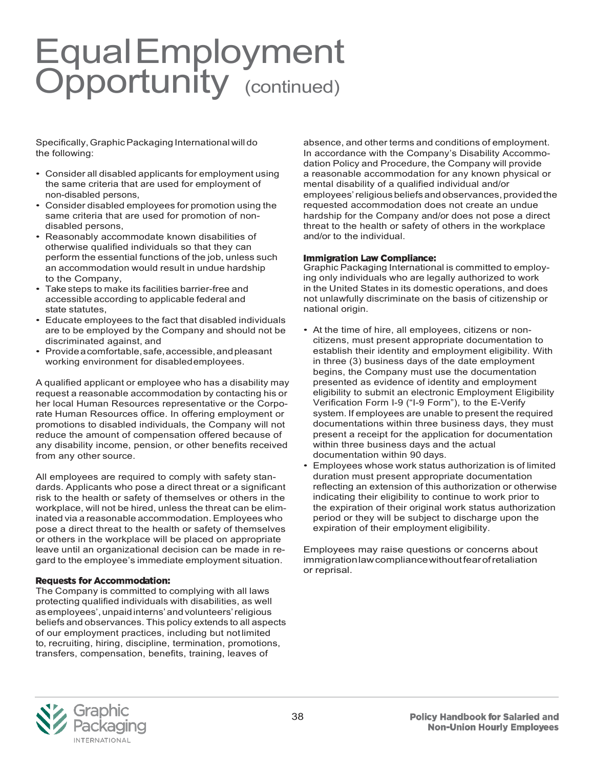# Equal Employment Opportunity (continued)

Specifically, Graphic Packaging International will do the following:

- Consider all disabled applicants for employment using the same criteria that are used for employment of non-disabled persons,
- Consider disabled employees for promotion using the same criteria that are used for promotion of non-disabled persons,
- Reasonably accommodate known disabilities of otherwise qualified individuals so that they can perform the essential functions of the job, unless such an accommodation would result in undue hardship to the Company,
- Take steps to make its facilities barrier-free and accessible according to applicable federal and state statutes,
- Educate employees to the fact that disabled individuals are to be employed by the Company and should not be discriminated against, and
- Provide a comfortable, safe, accessible, and pleasant working environment for disabled employees.

A qualified applicant or employee who has a disability may request a reasonable accommodation by contacting his or her local Human Resources representative or the Corporate Human Resources office. In offering employment or promotions to disabled individuals, the Company will not reduce the amount of compensation offered because of any disability income, pension, or other benefits received from any other source.

All employees are required to comply with safety standards. Applicants who pose a direct threat or a significant risk to the health or safety of themselves or others in the workplace, will not be hired, unless the threat can be eliminated via a reasonable accommodation. Employees who pose a direct threat to the health or safety of themselves or others in the workplace will be placed on appropriate leave until an organizational decision can be made in regard to the employee's immediate employment situation.

**Requests for Accommodation:**
The Company is committed to complying with all laws protecting qualified individuals with disabilities, as well as employees', unpaid interns' and volunteers' religious beliefs and observances. This policy extends to all aspects of our employment practices, including but not limited to, recruiting, hiring, discipline, termination, promotions, transfers, compensation, benefits, training, leaves of absence, and other terms and conditions of employment. In accordance with the Company's Disability Accommodation Policy and Procedure, the Company will provide a reasonable accommodation for any known physical or mental disability of a qualified individual and/or employees' religious beliefs and observances, provided the requested accommodation does not create an undue hardship for the Company and/or does not pose a direct threat to the health or safety of others in the workplace and/or to the individual.

**Immigration Law Compliance:**
Graphic Packaging International is committed to employing only individuals who are legally authorized to work in the United States in its domestic operations, and does not unlawfully discriminate on the basis of citizenship or national origin.

- At the time of hire, all employees, citizens or non-citizens, must present appropriate documentation to establish their identity and employment eligibility. With in three (3) business days of the date employment begins, the Company must use the documentation presented as evidence of identity and employment eligibility to submit an electronic Employment Eligibility Verification Form I-9 ("I-9 Form"), to the E-Verify system. If employees are unable to present the required documentations within three business days, they must present a receipt for the application for documentation within three business days and the actual documentation within 90 days.
- Employees whose work status authorization is of limited duration must present appropriate documentation reflecting an extension of this authorization or otherwise indicating their eligibility to continue to work prior to the expiration of their original work status authorization period or they will be subject to discharge upon the expiration of their employment eligibility.

Employees may raise questions or concerns about immigration law compliance without fear of retaliation or reprisal.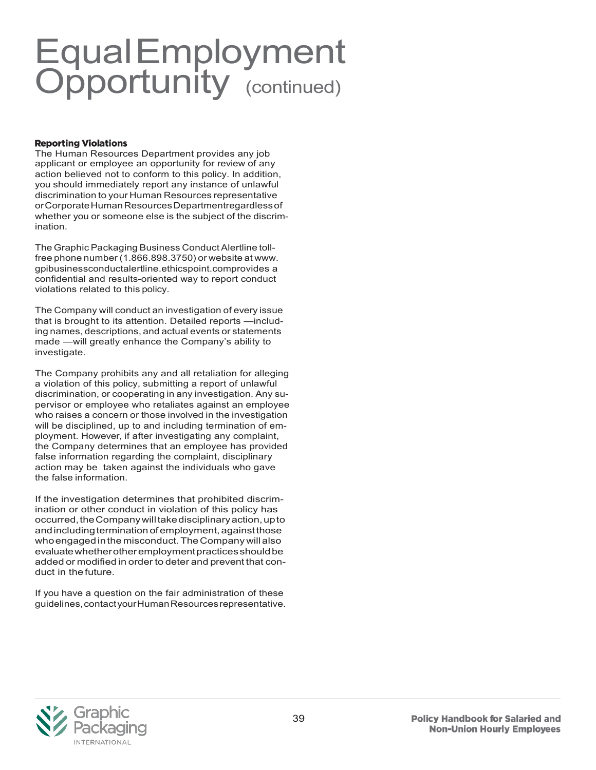# Equal Employment Opportunity (continued)

### Reporting Violations

The Human Resources Department provides any job applicant or employee an opportunity for review of any action believed not to conform to this policy. In addition, you should immediately report any instance of unlawful discrimination to your Human Resources representative or Corporate Human Resources Department regardless of whether you or someone else is the subject of the discrimination.

The Graphic Packaging Business Conduct Alertline toll-free phone number (1.866.898.3750) or website at www.gpibusinessconductalertline.ethicspoint.com provides a confidential and results-oriented way to report conduct violations related to this policy.

The Company will conduct an investigation of every issue that is brought to its attention. Detailed reports —including names, descriptions, and actual events or statements made —will greatly enhance the Company's ability to investigate.

The Company prohibits any and all retaliation for alleging a violation of this policy, submitting a report of unlawful discrimination, or cooperating in any investigation. Any supervisor or employee who retaliates against an employee who raises a concern or those involved in the investigation will be disciplined, up to and including termination of employment. However, if after investigating any complaint, the Company determines that an employee has provided false information regarding the complaint, disciplinary action may be taken against the individuals who gave the false information.

If the investigation determines that prohibited discrimination or other conduct in violation of this policy has occurred, the Company will take disciplinary action, up to and including termination of employment, against those who engaged in the misconduct. The Company will also evaluate whether other employment practices should be added or modified in order to deter and prevent that conduct in the future.

If you have a question on the fair administration of these guidelines, contact your Human Resources representative.